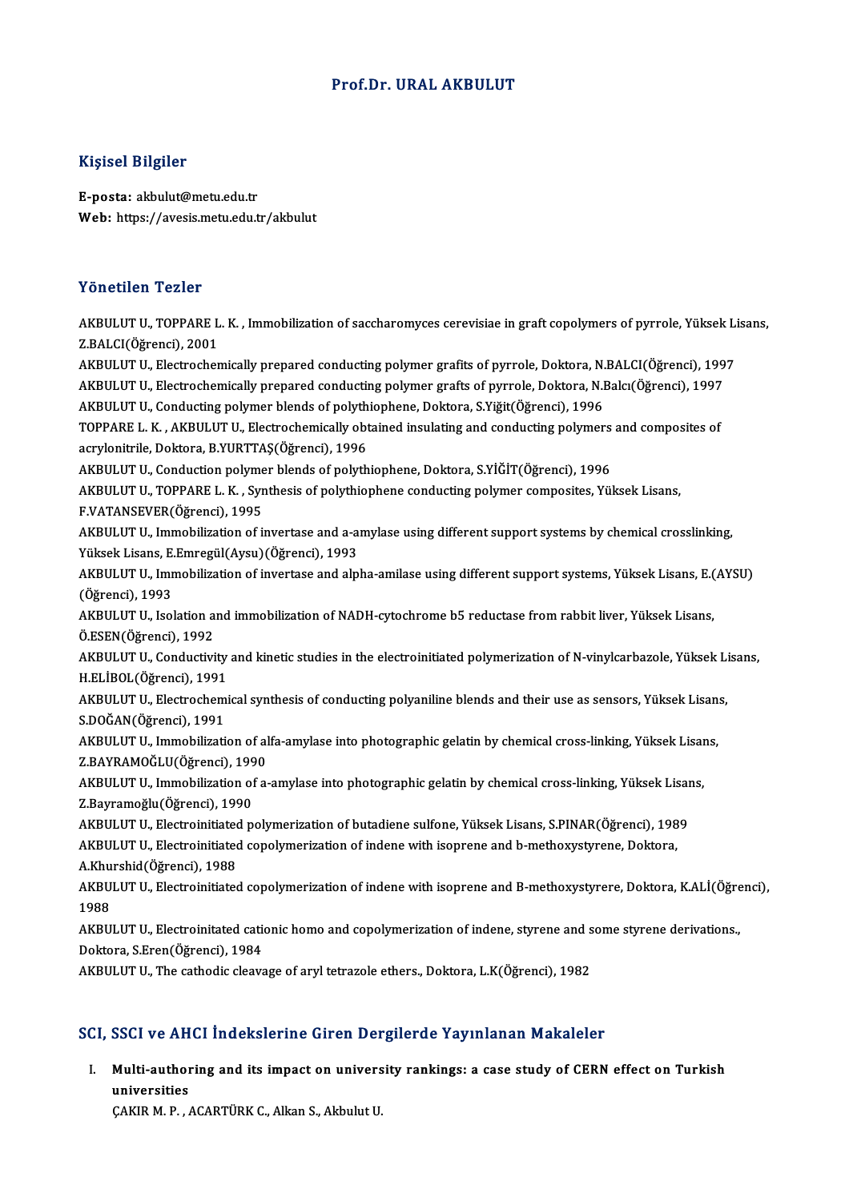# Prof.Dr. URAL AKBULUT

## Kişisel Bilgiler

**E-posta:** akbulut@metu.edu.tr
**Web:** https://avesis.metu.edu.tr/akbulut

## Yönetilen Tezler

AKBULUT U., TOPPARE L. K. , Immobilization of saccharomyces cerevisiae in graft copolymers of pyrrole, Yüksek Lisans, Z.BALCI(Öğrenci), 2001
AKBULUT U., Electrochemically prepared conducting polymer grafits of pyrrole, Doktora, N.BALCI(Öğrenci), 1997
AKBULUT U., Electrochemically prepared conducting polymer grafts of pyrrole, Doktora, N.Balcı(Öğrenci), 1997
AKBULUT U., Conducting polymer blends of polythiophene, Doktora, S.Yiğit(Öğrenci), 1996
TOPPARE L. K. , AKBULUT U., Electrochemically obtained insulating and conducting polymers and composites of acrylonitrile, Doktora, B.YURTTAŞ(Öğrenci), 1996
AKBULUT U., Conduction polymer blends of polythiophene, Doktora, S.YİĞİT(Öğrenci), 1996
AKBULUT U., TOPPARE L. K. , Synthesis of polythiophene conducting polymer composites, Yüksek Lisans, F.VATANSEVER(Öğrenci), 1995
AKBULUT U., Immobilization of invertase and a-amylase using different support systems by chemical crosslinking, Yüksek Lisans, E.Emregül(Aysu)(Öğrenci), 1993
AKBULUT U., Immobilization of invertase and alpha-amilase using different support systems, Yüksek Lisans, E.(AYSU) (Öğrenci), 1993
AKBULUT U., Isolation and immobilization of NADH-cytochrome b5 reductase from rabbit liver, Yüksek Lisans, Ö.ESEN(Öğrenci), 1992
AKBULUT U., Conductivity and kinetic studies in the electroinitiated polymerization of N-vinylcarbazole, Yüksek Lisans, H.ELİBOL(Öğrenci), 1991
AKBULUT U., Electrochemical synthesis of conducting polyaniline blends and their use as sensors, Yüksek Lisans, S.DOĞAN(Öğrenci), 1991
AKBULUT U., Immobilization of alfa-amylase into photographic gelatin by chemical cross-linking, Yüksek Lisans, Z.BAYRAMOĞLU(Öğrenci), 1990
AKBULUT U., Immobilization of a-amylase into photographic gelatin by chemical cross-linking, Yüksek Lisans, Z.Bayramoğlu(Öğrenci), 1990
AKBULUT U., Electroinitiated polymerization of butadiene sulfone, Yüksek Lisans, S.PINAR(Öğrenci), 1989
AKBULUT U., Electroinitiated copolymerization of indene with isoprene and b-methoxystyrene, Doktora, A.Khurshid(Öğrenci), 1988
AKBULUT U., Electroinitiated copolymerization of indene with isoprene and B-methoxystyrere, Doktora, K.ALİ(Öğrenci), 1988
AKBULUT U., Electroinitated cationic homo and copolymerization of indene, styrene and some styrene derivations., Doktora, S.Eren(Öğrenci), 1984
AKBULUT U., The cathodic cleavage of aryl tetrazole ethers., Doktora, L.K(Öğrenci), 1982

## SCI, SSCI ve AHCI İndekslerine Giren Dergilerde Yayınlanan Makaleler

I. **Multi-authoring and its impact on university rankings: a case study of CERN effect on Turkish universities**
ÇAKIR M. P. , ACARTÜRK C., Alkan S., Akbulut U.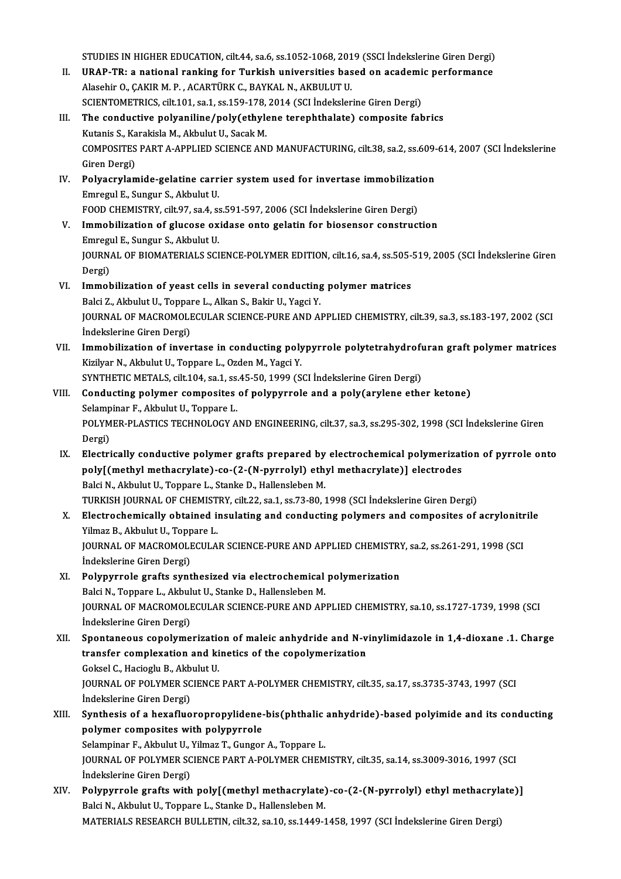STUDIES IN HIGHER EDUCATION, cilt.44, sa.6, ss.1052-1068, 2019 (SSCI İndekslerine Giren Dergi)

II. **URAP-TR: a national ranking for Turkish universities based on academic performance**
Alasehir O., ÇAKIR M. P. , ACARTÜRK C., BAYKAL N., AKBULUT U.
SCIENTOMETRICS, cilt.101, sa.1, ss.159-178, 2014 (SCI İndekslerine Giren Dergi)

III. **The conductive polyaniline/poly(ethylene terephthalate) composite fabrics**
Kutanis S., Karakisla M., Akbulut U., Sacak M.
COMPOSITES PART A-APPLIED SCIENCE AND MANUFACTURING, cilt.38, sa.2, ss.609-614, 2007 (SCI İndekslerine Giren Dergi)

IV. **Polyacrylamide-gelatine carrier system used for invertase immobilization**
Emregul E., Sungur S., Akbulut U.
FOOD CHEMISTRY, cilt.97, sa.4, ss.591-597, 2006 (SCI İndekslerine Giren Dergi)

V. **Immobilization of glucose oxidase onto gelatin for biosensor construction**
Emregul E., Sungur S., Akbulut U.
JOURNAL OF BIOMATERIALS SCIENCE-POLYMER EDITION, cilt.16, sa.4, ss.505-519, 2005 (SCI İndekslerine Giren Dergi)

VI. **Immobilization of yeast cells in several conducting polymer matrices**
Balci Z., Akbulut U., Toppare L., Alkan S., Bakir U., Yagci Y.
JOURNAL OF MACROMOLECULAR SCIENCE-PURE AND APPLIED CHEMISTRY, cilt.39, sa.3, ss.183-197, 2002 (SCI İndekslerine Giren Dergi)

VII. **Immobilization of invertase in conducting polypyrrole polytetrahydrofuran graft polymer matrices**
Kizilyar N., Akbulut U., Toppare L., Ozden M., Yagci Y.
SYNTHETIC METALS, cilt.104, sa.1, ss.45-50, 1999 (SCI İndekslerine Giren Dergi)

VIII. **Conducting polymer composites of polypyrrole and a poly(arylene ether ketone)**
Selampinar F., Akbulut U., Toppare L.
POLYMER-PLASTICS TECHNOLOGY AND ENGINEERING, cilt.37, sa.3, ss.295-302, 1998 (SCI İndekslerine Giren Dergi)

IX. **Electrically conductive polymer grafts prepared by electrochemical polymerization of pyrrole onto poly[(methyl methacrylate)-co-(2-(N-pyrrolyl) ethyl methacrylate)] electrodes**
Balci N., Akbulut U., Toppare L., Stanke D., Hallensleben M.
TURKISH JOURNAL OF CHEMISTRY, cilt.22, sa.1, ss.73-80, 1998 (SCI İndekslerine Giren Dergi)

X. **Electrochemically obtained insulating and conducting polymers and composites of acrylonitrile**
Yilmaz B., Akbulut U., Toppare L.
JOURNAL OF MACROMOLECULAR SCIENCE-PURE AND APPLIED CHEMISTRY, sa.2, ss.261-291, 1998 (SCI İndekslerine Giren Dergi)

XI. **Polypyrrole grafts synthesized via electrochemical polymerization**
Balci N., Toppare L., Akbulut U., Stanke D., Hallensleben M.
JOURNAL OF MACROMOLECULAR SCIENCE-PURE AND APPLIED CHEMISTRY, sa.10, ss.1727-1739, 1998 (SCI İndekslerine Giren Dergi)

XII. **Spontaneous copolymerization of maleic anhydride and N-vinylimidazole in 1,4-dioxane .1. Charge transfer complexation and kinetics of the copolymerization**
Goksel C., Hacioglu B., Akbulut U.
JOURNAL OF POLYMER SCIENCE PART A-POLYMER CHEMISTRY, cilt.35, sa.17, ss.3735-3743, 1997 (SCI İndekslerine Giren Dergi)

XIII. **Synthesis of a hexafluoropropylidene-bis(phthalic anhydride)-based polyimide and its conducting polymer composites with polypyrrole**
Selampinar F., Akbulut U., Yilmaz T., Gungor A., Toppare L.
JOURNAL OF POLYMER SCIENCE PART A-POLYMER CHEMISTRY, cilt.35, sa.14, ss.3009-3016, 1997 (SCI İndekslerine Giren Dergi)

XIV. **Polypyrrole grafts with poly[(methyl methacrylate)-co-(2-(N-pyrrolyl) ethyl methacrylate)]**
Balci N., Akbulut U., Toppare L., Stanke D., Hallensleben M.
MATERIALS RESEARCH BULLETIN, cilt.32, sa.10, ss.1449-1458, 1997 (SCI İndekslerine Giren Dergi)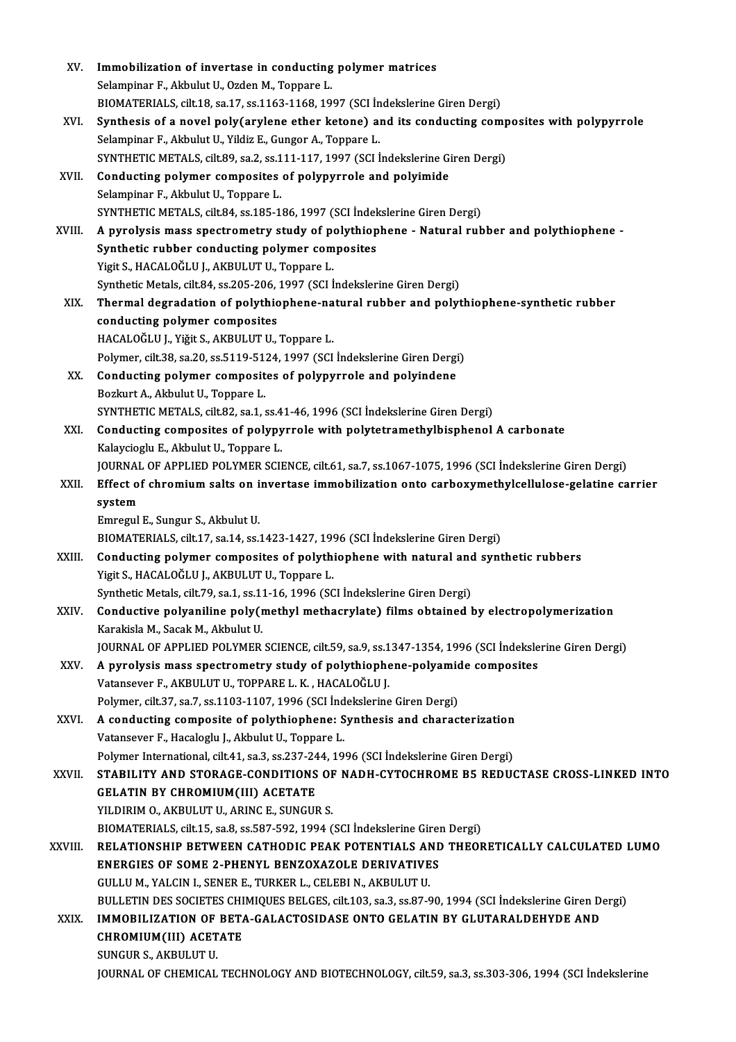XV. **Immobilization of invertase in conducting polymer matrices**
Selampinar F., Akbulut U., Ozden M., Toppare L.
BIOMATERIALS, cilt.18, sa.17, ss.1163-1168, 1997 (SCI İndekslerine Giren Dergi)

XVI. **Synthesis of a novel poly(arylene ether ketone) and its conducting composites with polypyrrole**
Selampinar F., Akbulut U., Yildiz E., Gungor A., Toppare L.
SYNTHETIC METALS, cilt.89, sa.2, ss.111-117, 1997 (SCI İndekslerine Giren Dergi)

XVII. **Conducting polymer composites of polypyrrole and polyimide**
Selampinar F., Akbulut U., Toppare L.
SYNTHETIC METALS, cilt.84, ss.185-186, 1997 (SCI İndekslerine Giren Dergi)

XVIII. **A pyrolysis mass spectrometry study of polythiophene - Natural rubber and polythiophene - Synthetic rubber conducting polymer composites**
Yigit S., HACALOĞLU J., AKBULUT U., Toppare L.
Synthetic Metals, cilt.84, ss.205-206, 1997 (SCI İndekslerine Giren Dergi)

XIX. **Thermal degradation of polythiophene-natural rubber and polythiophene-synthetic rubber conducting polymer composites**
HACALOĞLU J., Yiğit S., AKBULUT U., Toppare L.
Polymer, cilt.38, sa.20, ss.5119-5124, 1997 (SCI İndekslerine Giren Dergi)

XX. **Conducting polymer composites of polypyrrole and polyindene**
Bozkurt A., Akbulut U., Toppare L.
SYNTHETIC METALS, cilt.82, sa.1, ss.41-46, 1996 (SCI İndekslerine Giren Dergi)

XXI. **Conducting composites of polypyrrole with polytetramethylbisphenol A carbonate**
Kalaycioglu E., Akbulut U., Toppare L.
JOURNAL OF APPLIED POLYMER SCIENCE, cilt.61, sa.7, ss.1067-1075, 1996 (SCI İndekslerine Giren Dergi)

XXII. **Effect of chromium salts on invertase immobilization onto carboxymethylcellulose-gelatine carrier system**
Emregul E., Sungur S., Akbulut U.
BIOMATERIALS, cilt.17, sa.14, ss.1423-1427, 1996 (SCI İndekslerine Giren Dergi)

XXIII. **Conducting polymer composites of polythiophene with natural and synthetic rubbers**
Yigit S., HACALOĞLU J., AKBULUT U., Toppare L.
Synthetic Metals, cilt.79, sa.1, ss.11-16, 1996 (SCI İndekslerine Giren Dergi)

XXIV. **Conductive polyaniline poly(methyl methacrylate) films obtained by electropolymerization**
Karakisla M., Sacak M., Akbulut U.
JOURNAL OF APPLIED POLYMER SCIENCE, cilt.59, sa.9, ss.1347-1354, 1996 (SCI İndekslerine Giren Dergi)

XXV. **A pyrolysis mass spectrometry study of polythiophene-polyamide composites**
Vatansever F., AKBULUT U., TOPPARE L. K. , HACALOĞLU J.
Polymer, cilt.37, sa.7, ss.1103-1107, 1996 (SCI İndekslerine Giren Dergi)

XXVI. **A conducting composite of polythiophene: Synthesis and characterization**
Vatansever F., Hacaloglu J., Akbulut U., Toppare L.
Polymer International, cilt.41, sa.3, ss.237-244, 1996 (SCI İndekslerine Giren Dergi)

XXVII. **STABILITY AND STORAGE-CONDITIONS OF NADH-CYTOCHROME B5 REDUCTASE CROSS-LINKED INTO GELATIN BY CHROMIUM(III) ACETATE**
YILDIRIM O., AKBULUT U., ARINC E., SUNGUR S.
BIOMATERIALS, cilt.15, sa.8, ss.587-592, 1994 (SCI İndekslerine Giren Dergi)

XXVIII. **RELATIONSHIP BETWEEN CATHODIC PEAK POTENTIALS AND THEORETICALLY CALCULATED LUMO ENERGIES OF SOME 2-PHENYL BENZOXAZOLE DERIVATIVES**
GULLU M., YALCIN I., SENER E., TURKER L., CELEBI N., AKBULUT U.
BULLETIN DES SOCIETES CHIMIQUES BELGES, cilt.103, sa.3, ss.87-90, 1994 (SCI İndekslerine Giren Dergi)

XXIX. **IMMOBILIZATION OF BETA-GALACTOSIDASE ONTO GELATIN BY GLUTARALDEHYDE AND CHROMIUM(III) ACETATE**
SUNGUR S., AKBULUT U.
JOURNAL OF CHEMICAL TECHNOLOGY AND BIOTECHNOLOGY, cilt.59, sa.3, ss.303-306, 1994 (SCI İndekslerine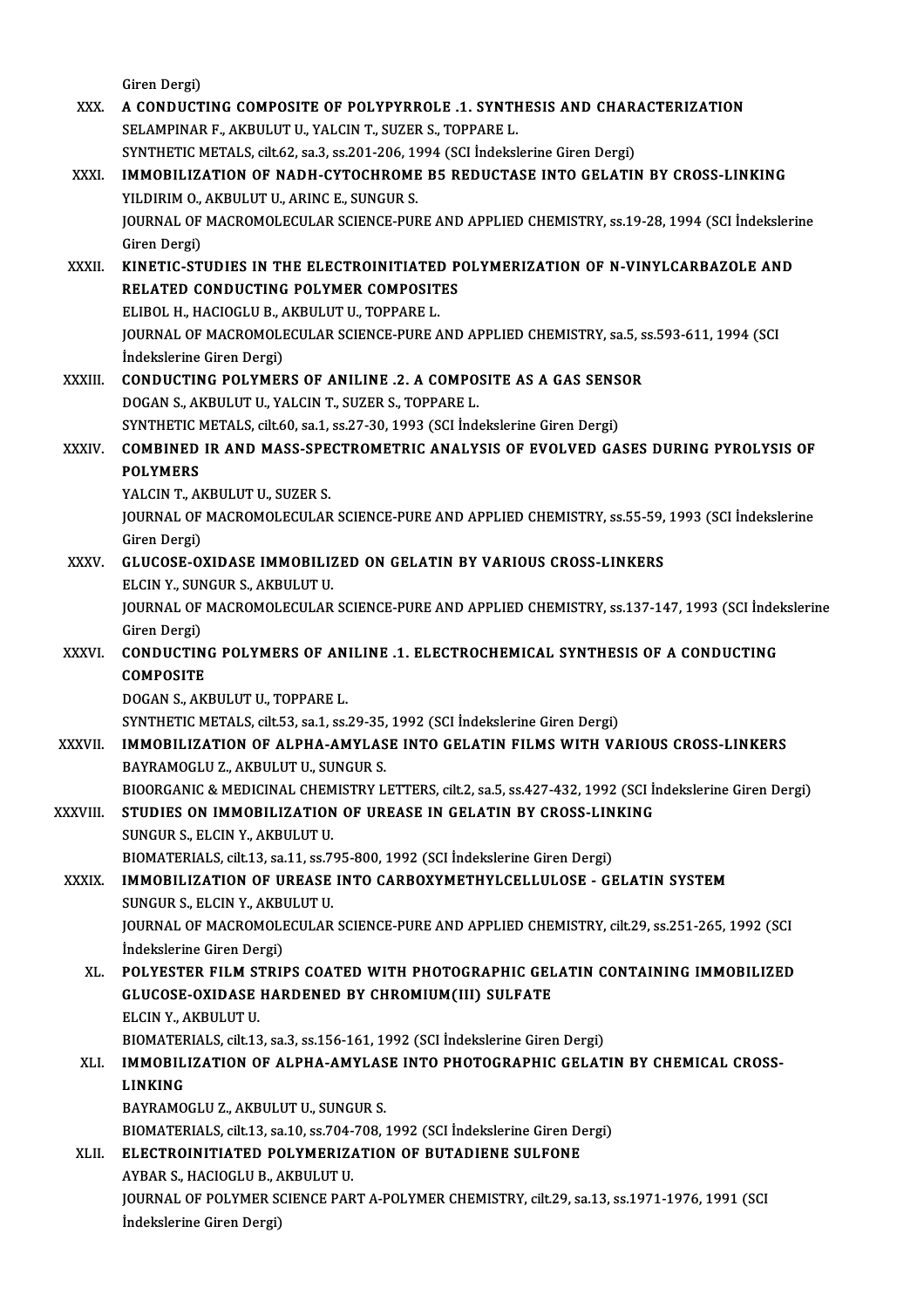Giren Dergi)

XXX. **A CONDUCTING COMPOSITE OF POLYPYRROLE .1. SYNTHESIS AND CHARACTERIZATION**
SELAMPINAR F., AKBULUT U., YALCIN T., SUZER S., TOPPARE L.
SYNTHETIC METALS, cilt.62, sa.3, ss.201-206, 1994 (SCI İndekslerine Giren Dergi)

XXXI. **IMMOBILIZATION OF NADH-CYTOCHROME B5 REDUCTASE INTO GELATIN BY CROSS-LINKING**
YILDIRIM O., AKBULUT U., ARINC E., SUNGUR S.
JOURNAL OF MACROMOLECULAR SCIENCE-PURE AND APPLIED CHEMISTRY, ss.19-28, 1994 (SCI İndekslerine Giren Dergi)

XXXII. **KINETIC-STUDIES IN THE ELECTROINITIATED POLYMERIZATION OF N-VINYLCARBAZOLE AND RELATED CONDUCTING POLYMER COMPOSITES**
ELIBOL H., HACIOGLU B., AKBULUT U., TOPPARE L.
JOURNAL OF MACROMOLECULAR SCIENCE-PURE AND APPLIED CHEMISTRY, sa.5, ss.593-611, 1994 (SCI İndekslerine Giren Dergi)

XXXIII. **CONDUCTING POLYMERS OF ANILINE .2. A COMPOSITE AS A GAS SENSOR**
DOGAN S., AKBULUT U., YALCIN T., SUZER S., TOPPARE L.
SYNTHETIC METALS, cilt.60, sa.1, ss.27-30, 1993 (SCI İndekslerine Giren Dergi)

XXXIV. **COMBINED IR AND MASS-SPECTROMETRIC ANALYSIS OF EVOLVED GASES DURING PYROLYSIS OF POLYMERS**
YALCIN T., AKBULUT U., SUZER S.
JOURNAL OF MACROMOLECULAR SCIENCE-PURE AND APPLIED CHEMISTRY, ss.55-59, 1993 (SCI İndekslerine Giren Dergi)

XXXV. **GLUCOSE-OXIDASE IMMOBILIZED ON GELATIN BY VARIOUS CROSS-LINKERS**
ELCIN Y., SUNGUR S., AKBULUT U.
JOURNAL OF MACROMOLECULAR SCIENCE-PURE AND APPLIED CHEMISTRY, ss.137-147, 1993 (SCI İndekslerine Giren Dergi)

XXXVI. **CONDUCTING POLYMERS OF ANILINE .1. ELECTROCHEMICAL SYNTHESIS OF A CONDUCTING COMPOSITE**
DOGAN S., AKBULUT U., TOPPARE L.
SYNTHETIC METALS, cilt.53, sa.1, ss.29-35, 1992 (SCI İndekslerine Giren Dergi)

XXXVII. **IMMOBILIZATION OF ALPHA-AMYLASE INTO GELATIN FILMS WITH VARIOUS CROSS-LINKERS**
BAYRAMOGLU Z., AKBULUT U., SUNGUR S.
BIOORGANIC & MEDICINAL CHEMISTRY LETTERS, cilt.2, sa.5, ss.427-432, 1992 (SCI İndekslerine Giren Dergi)

XXXVIII. **STUDIES ON IMMOBILIZATION OF UREASE IN GELATIN BY CROSS-LINKING**
SUNGUR S., ELCIN Y., AKBULUT U.
BIOMATERIALS, cilt.13, sa.11, ss.795-800, 1992 (SCI İndekslerine Giren Dergi)

XXXIX. **IMMOBILIZATION OF UREASE INTO CARBOXYMETHYLCELLULOSE - GELATIN SYSTEM**
SUNGUR S., ELCIN Y., AKBULUT U.
JOURNAL OF MACROMOLECULAR SCIENCE-PURE AND APPLIED CHEMISTRY, cilt.29, ss.251-265, 1992 (SCI İndekslerine Giren Dergi)

XL. **POLYESTER FILM STRIPS COATED WITH PHOTOGRAPHIC GELATIN CONTAINING IMMOBILIZED GLUCOSE-OXIDASE HARDENED BY CHROMIUM(III) SULFATE**
ELCIN Y., AKBULUT U.
BIOMATERIALS, cilt.13, sa.3, ss.156-161, 1992 (SCI İndekslerine Giren Dergi)

XLI. **IMMOBILIZATION OF ALPHA-AMYLASE INTO PHOTOGRAPHIC GELATIN BY CHEMICAL CROSS-LINKING**
BAYRAMOGLU Z., AKBULUT U., SUNGUR S.
BIOMATERIALS, cilt.13, sa.10, ss.704-708, 1992 (SCI İndekslerine Giren Dergi)

XLII. **ELECTROINITIATED POLYMERIZATION OF BUTADIENE SULFONE**
AYBAR S., HACIOGLU B., AKBULUT U.
JOURNAL OF POLYMER SCIENCE PART A-POLYMER CHEMISTRY, cilt.29, sa.13, ss.1971-1976, 1991 (SCI İndekslerine Giren Dergi)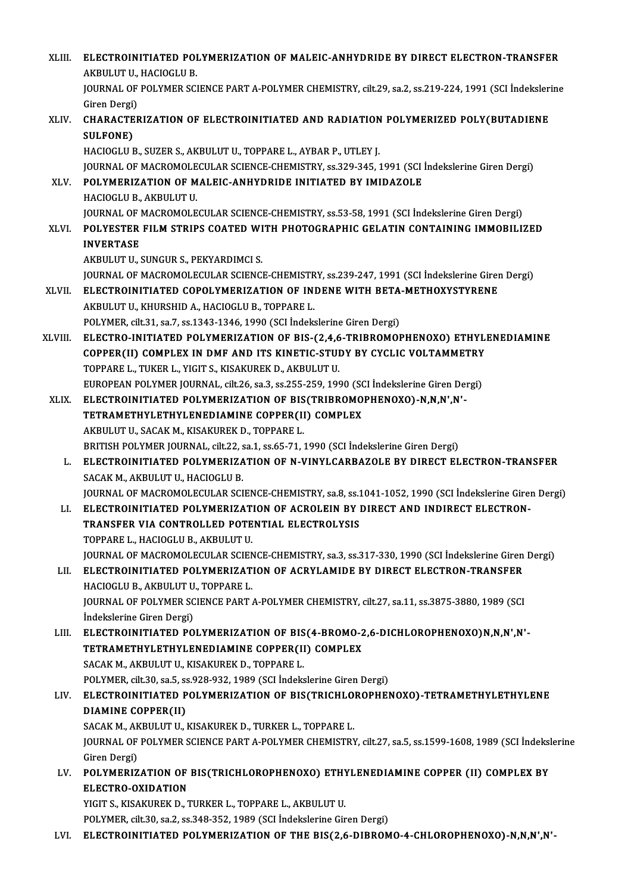XLIII. **ELECTROINITIATED POLYMERIZATION OF MALEIC-ANHYDRIDE BY DIRECT ELECTRON-TRANSFER**
AKBULUT U., HACIOGLU B.
JOURNAL OF POLYMER SCIENCE PART A-POLYMER CHEMISTRY, cilt.29, sa.2, ss.219-224, 1991 (SCI İndekslerine Giren Dergi)

XLIV. **CHARACTERIZATION OF ELECTROINITIATED AND RADIATION POLYMERIZED POLY(BUTADIENE SULFONE)**
HACIOGLU B., SUZER S., AKBULUT U., TOPPARE L., AYBAR P., UTLEY J.
JOURNAL OF MACROMOLECULAR SCIENCE-CHEMISTRY, ss.329-345, 1991 (SCI İndekslerine Giren Dergi)

XLV. **POLYMERIZATION OF MALEIC-ANHYDRIDE INITIATED BY IMIDAZOLE**
HACIOGLU B., AKBULUT U.
JOURNAL OF MACROMOLECULAR SCIENCE-CHEMISTRY, ss.53-58, 1991 (SCI İndekslerine Giren Dergi)

XLVI. **POLYESTER FILM STRIPS COATED WITH PHOTOGRAPHIC GELATIN CONTAINING IMMOBILIZED INVERTASE**
AKBULUT U., SUNGUR S., PEKYARDIMCI S.
JOURNAL OF MACROMOLECULAR SCIENCE-CHEMISTRY, ss.239-247, 1991 (SCI İndekslerine Giren Dergi)

XLVII. **ELECTROINITIATED COPOLYMERIZATION OF INDENE WITH BETA-METHOXYSTYRENE**
AKBULUT U., KHURSHID A., HACIOGLU B., TOPPARE L.
POLYMER, cilt.31, sa.7, ss.1343-1346, 1990 (SCI İndekslerine Giren Dergi)

XLVIII. **ELECTRO-INITIATED POLYMERIZATION OF BIS-(2,4,6-TRIBROMOPHENOXO) ETHYLENEDIAMINE COPPER(II) COMPLEX IN DMF AND ITS KINETIC-STUDY BY CYCLIC VOLTAMMETRY**
TOPPARE L., TUKER L., YIGIT S., KISAKUREK D., AKBULUT U.
EUROPEAN POLYMER JOURNAL, cilt.26, sa.3, ss.255-259, 1990 (SCI İndekslerine Giren Dergi)

XLIX. **ELECTROINITIATED POLYMERIZATION OF BIS(TRIBROMOPHENOXO)-N,N,N',N'-TETRAMETHYLETHYLENEDIAMINE COPPER(II) COMPLEX**
AKBULUT U., SACAK M., KISAKUREK D., TOPPARE L.
BRITISH POLYMER JOURNAL, cilt.22, sa.1, ss.65-71, 1990 (SCI İndekslerine Giren Dergi)

L. **ELECTROINITIATED POLYMERIZATION OF N-VINYLCARBAZOLE BY DIRECT ELECTRON-TRANSFER**
SACAK M., AKBULUT U., HACIOGLU B.
JOURNAL OF MACROMOLECULAR SCIENCE-CHEMISTRY, sa.8, ss.1041-1052, 1990 (SCI İndekslerine Giren Dergi)

LI. **ELECTROINITIATED POLYMERIZATION OF ACROLEIN BY DIRECT AND INDIRECT ELECTRON-TRANSFER VIA CONTROLLED POTENTIAL ELECTROLYSIS**
TOPPARE L., HACIOGLU B., AKBULUT U.
JOURNAL OF MACROMOLECULAR SCIENCE-CHEMISTRY, sa.3, ss.317-330, 1990 (SCI İndekslerine Giren Dergi)

LII. **ELECTROINITIATED POLYMERIZATION OF ACRYLAMIDE BY DIRECT ELECTRON-TRANSFER**
HACIOGLU B., AKBULUT U., TOPPARE L.
JOURNAL OF POLYMER SCIENCE PART A-POLYMER CHEMISTRY, cilt.27, sa.11, ss.3875-3880, 1989 (SCI İndekslerine Giren Dergi)

LIII. **ELECTROINITIATED POLYMERIZATION OF BIS(4-BROMO-2,6-DICHLOROPHENOXO)N,N,N',N'-TETRAMETHYLETHYLENEDIAMINE COPPER(II) COMPLEX**
SACAK M., AKBULUT U., KISAKUREK D., TOPPARE L.
POLYMER, cilt.30, sa.5, ss.928-932, 1989 (SCI İndekslerine Giren Dergi)

LIV. **ELECTROINITIATED POLYMERIZATION OF BIS(TRICHLOROPHENOXO)-TETRAMETHYLETHYLENE DIAMINE COPPER(II)**
SACAK M., AKBULUT U., KISAKUREK D., TURKER L., TOPPARE L.
JOURNAL OF POLYMER SCIENCE PART A-POLYMER CHEMISTRY, cilt.27, sa.5, ss.1599-1608, 1989 (SCI İndekslerine Giren Dergi)

LV. **POLYMERIZATION OF BIS(TRICHLOROPHENOXO) ETHYLENEDIAMINE COPPER (II) COMPLEX BY ELECTRO-OXIDATION**
YIGIT S., KISAKUREK D., TURKER L., TOPPARE L., AKBULUT U.
POLYMER, cilt.30, sa.2, ss.348-352, 1989 (SCI İndekslerine Giren Dergi)

LVI. **ELECTROINITIATED POLYMERIZATION OF THE BIS(2,6-DIBROMO-4-CHLOROPHENOXO)-N,N,N',N'-**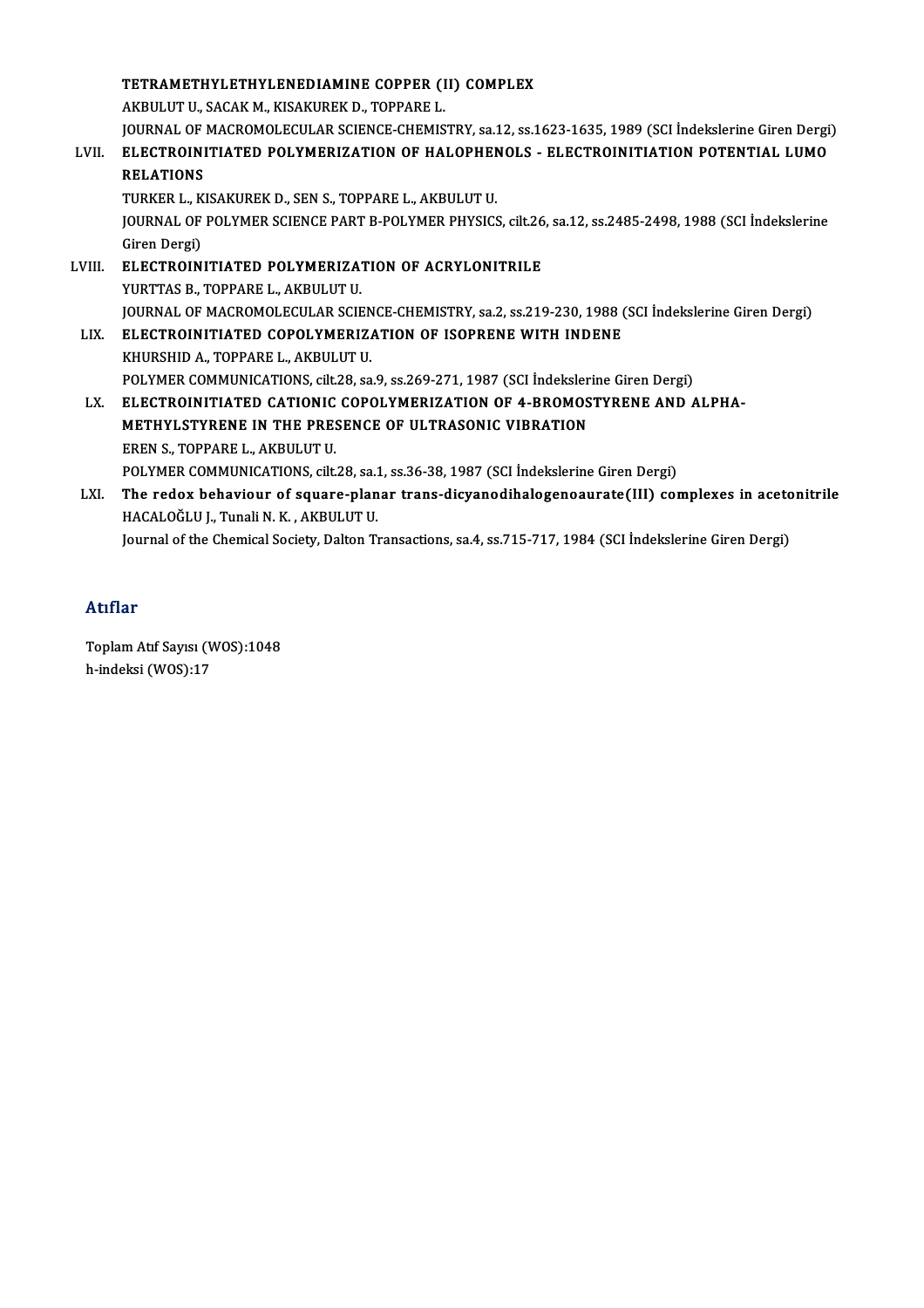TETRAMETHYLETHYLENEDIAMINE COPPER (II) COMPLEX
AKBULUT U., SACAK M., KISAKUREK D., TOPPARE L.
JOURNAL OF MACROMOLECULAR SCIENCE-CHEMISTRY, sa.12, ss.1623-1635, 1989 (SCI İndekslerine Giren Dergi)

LVII. **ELECTROINITIATED POLYMERIZATION OF HALOPHENOLS - ELECTROINITIATION POTENTIAL LUMO RELATIONS**
TURKER L., KISAKUREK D., SEN S., TOPPARE L., AKBULUT U.
JOURNAL OF POLYMER SCIENCE PART B-POLYMER PHYSICS, cilt.26, sa.12, ss.2485-2498, 1988 (SCI İndekslerine Giren Dergi)

LVIII. **ELECTROINITIATED POLYMERIZATION OF ACRYLONITRILE**
YURTTAS B., TOPPARE L., AKBULUT U.
JOURNAL OF MACROMOLECULAR SCIENCE-CHEMISTRY, sa.2, ss.219-230, 1988 (SCI İndekslerine Giren Dergi)

LIX. **ELECTROINITIATED COPOLYMERIZATION OF ISOPRENE WITH INDENE**
KHURSHID A., TOPPARE L., AKBULUT U.
POLYMER COMMUNICATIONS, cilt.28, sa.9, ss.269-271, 1987 (SCI İndekslerine Giren Dergi)

LX. **ELECTROINITIATED CATIONIC COPOLYMERIZATION OF 4-BROMOSTYRENE AND ALPHA-METHYLSTYRENE IN THE PRESENCE OF ULTRASONIC VIBRATION**
EREN S., TOPPARE L., AKBULUT U.
POLYMER COMMUNICATIONS, cilt.28, sa.1, ss.36-38, 1987 (SCI İndekslerine Giren Dergi)

LXI. **The redox behaviour of square-planar trans-dicyanodihalogenoaurate(III) complexes in acetonitrile**
HACALOĞLU J., Tunali N. K. , AKBULUT U.
Journal of the Chemical Society, Dalton Transactions, sa.4, ss.715-717, 1984 (SCI İndekslerine Giren Dergi)

## Atıflar

Toplam Atıf Sayısı (WOS):1048
h-indeksi (WOS):17